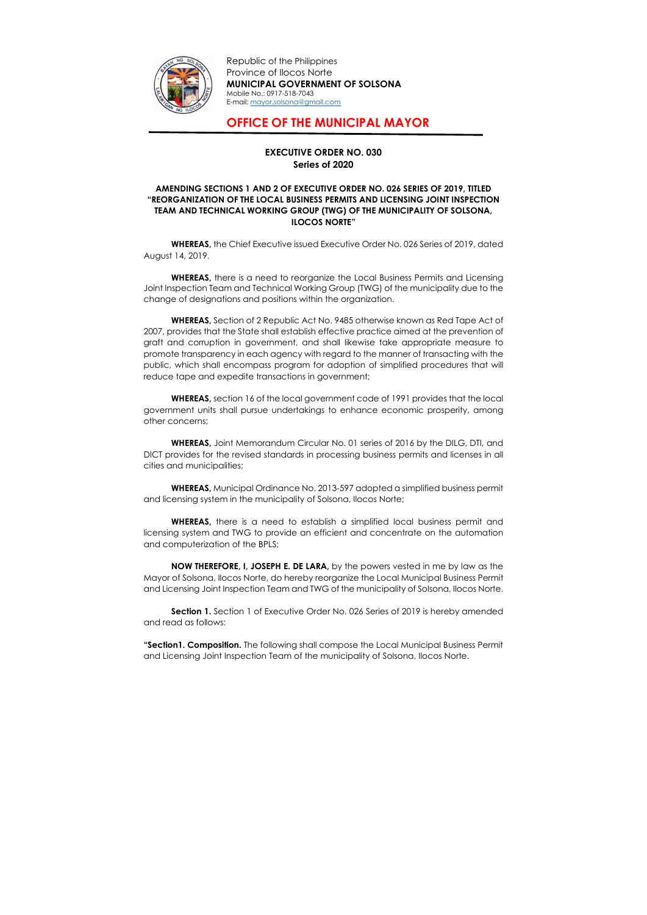Republic of the Philippines
Province of Ilocos Norte
**MUNICIPAL GOVERNMENT OF SOLSONA**
Mobile No.: 0917-518-7043
E-mail: mayor.solsona@gmail.com

## OFFICE OF THE MUNICIPAL MAYOR

**EXECUTIVE ORDER NO. 030**
**Series of 2020**

**AMENDING SECTIONS 1 AND 2 OF EXECUTIVE ORDER NO. 026 SERIES OF 2019, TITLED "REORGANIZATION OF THE LOCAL BUSINESS PERMITS AND LICENSING JOINT INSPECTION TEAM AND TECHNICAL WORKING GROUP (TWG) OF THE MUNICIPALITY OF SOLSONA, ILOCOS NORTE"**

**WHEREAS,** the Chief Executive issued Executive Order No. 026 Series of 2019, dated August 14, 2019.

**WHEREAS,** there is a need to reorganize the Local Business Permits and Licensing Joint Inspection Team and Technical Working Group (TWG) of the municipality due to the change of designations and positions within the organization.

**WHEREAS,** Section of 2 Republic Act No. 9485 otherwise known as Red Tape Act of 2007, provides that the State shall establish effective practice aimed at the prevention of graft and corruption in government, and shall likewise take appropriate measure to promote transparency in each agency with regard to the manner of transacting with the public, which shall encompass program for adoption of simplified procedures that will reduce tape and expedite transactions in government;

**WHEREAS,** section 16 of the local government code of 1991 provides that the local government units shall pursue undertakings to enhance economic prosperity, among other concerns;

**WHEREAS,** Joint Memorandum Circular No. 01 series of 2016 by the DILG, DTI, and DICT provides for the revised standards in processing business permits and licenses in all cities and municipalities;

**WHEREAS,** Municipal Ordinance No. 2013-597 adopted a simplified business permit and licensing system in the municipality of Solsona, Ilocos Norte;

**WHEREAS,** there is a need to establish a simplified local business permit and licensing system and TWG to provide an efficient and concentrate on the automation and computerization of the BPLS;

**NOW THEREFORE, I, JOSEPH E. DE LARA,** by the powers vested in me by law as the Mayor of Solsona, Ilocos Norte, do hereby reorganize the Local Municipal Business Permit and Licensing Joint Inspection Team and TWG of the municipality of Solsona, Ilocos Norte.

**Section 1.** Section 1 of Executive Order No. 026 Series of 2019 is hereby amended and read as follows:

**"Section1. Composition.** The following shall compose the Local Municipal Business Permit and Licensing Joint Inspection Team of the municipality of Solsona, Ilocos Norte.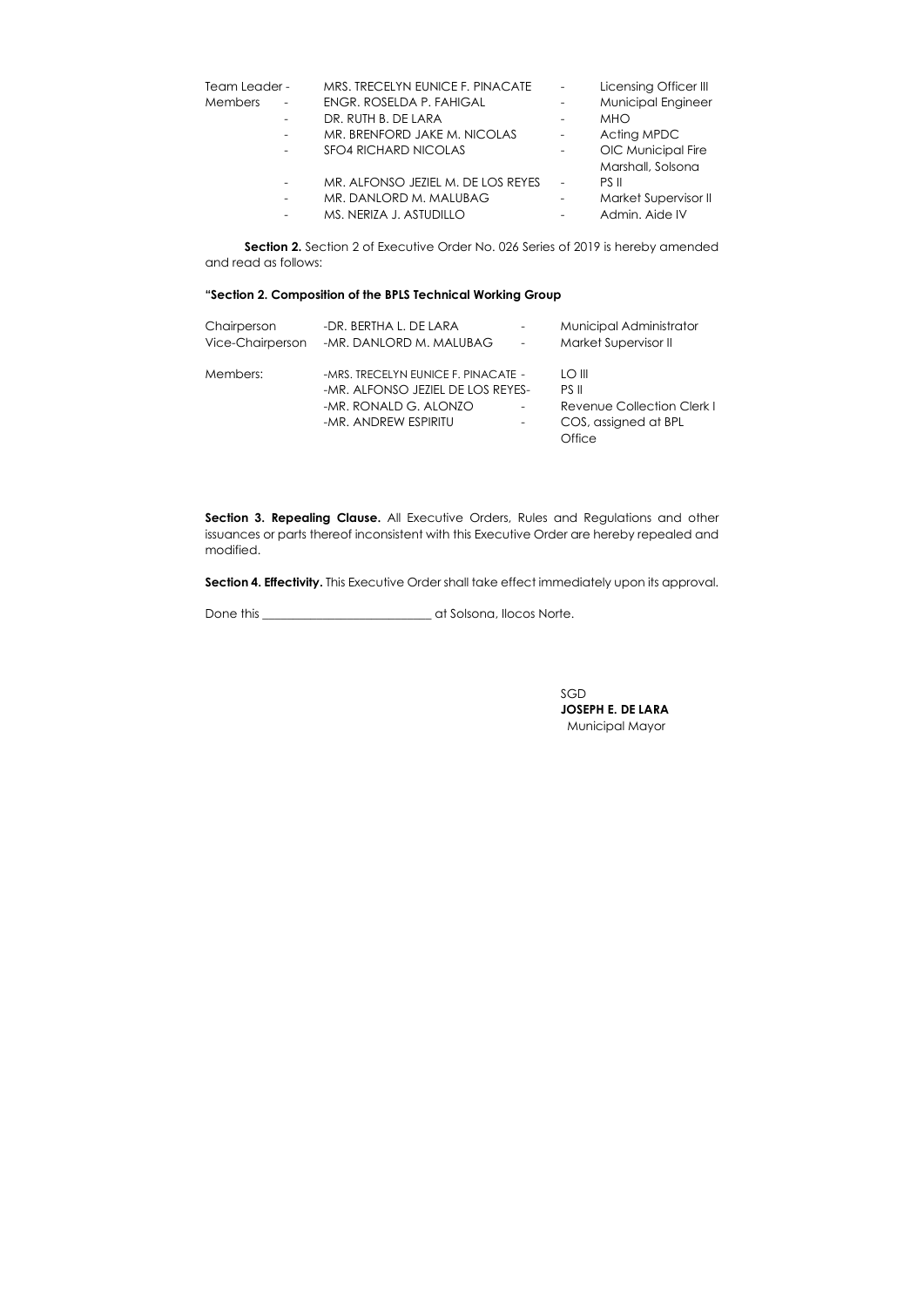| | | | |
|---|---|---|---|
| Team Leader - | MRS. TRECELYN EUNICE F. PINACATE | - | Licensing Officer III |
| Members - | ENGR. ROSELDA P. FAHIGAL | - | Municipal Engineer |
| - | DR. RUTH B. DE LARA | - | MHO |
| - | MR. BRENFORD JAKE M. NICOLAS | - | Acting MPDC |
| - | SFO4 RICHARD NICOLAS | - | OIC Municipal Fire Marshall, Solsona |
| - | MR. ALFONSO JEZIEL M. DE LOS REYES | - | PS II |
| - | MR. DANLORD M. MALUBAG | - | Market Supervisor II |
| - | MS. NERIZA J. ASTUDILLO | - | Admin. Aide IV |

**Section 2.** Section 2 of Executive Order No. 026 Series of 2019 is hereby amended and read as follows:

**"Section 2. Composition of the BPLS Technical Working Group**

| | | | |
|---|---|---|---|
| Chairperson | -DR. BERTHA L. DE LARA | - | Municipal Administrator |
| Vice-Chairperson | -MR. DANLORD M. MALUBAG | - | Market Supervisor II |
| Members: | -MRS. TRECELYN EUNICE F. PINACATE | - | LO III |
| | -MR. ALFONSO JEZIEL DE LOS REYES | - | PS II |
| | -MR. RONALD G. ALONZO | - | Revenue Collection Clerk I |
| | -MR. ANDREW ESPIRITU | - | COS, assigned at BPL Office |

**Section 3. Repealing Clause.** All Executive Orders, Rules and Regulations and other issuances or parts thereof inconsistent with this Executive Order are hereby repealed and modified.

**Section 4. Effectivity.** This Executive Order shall take effect immediately upon its approval.

Done this ___________________________ at Solsona, Ilocos Norte.

SGD
**JOSEPH E. DE LARA**
Municipal Mayor